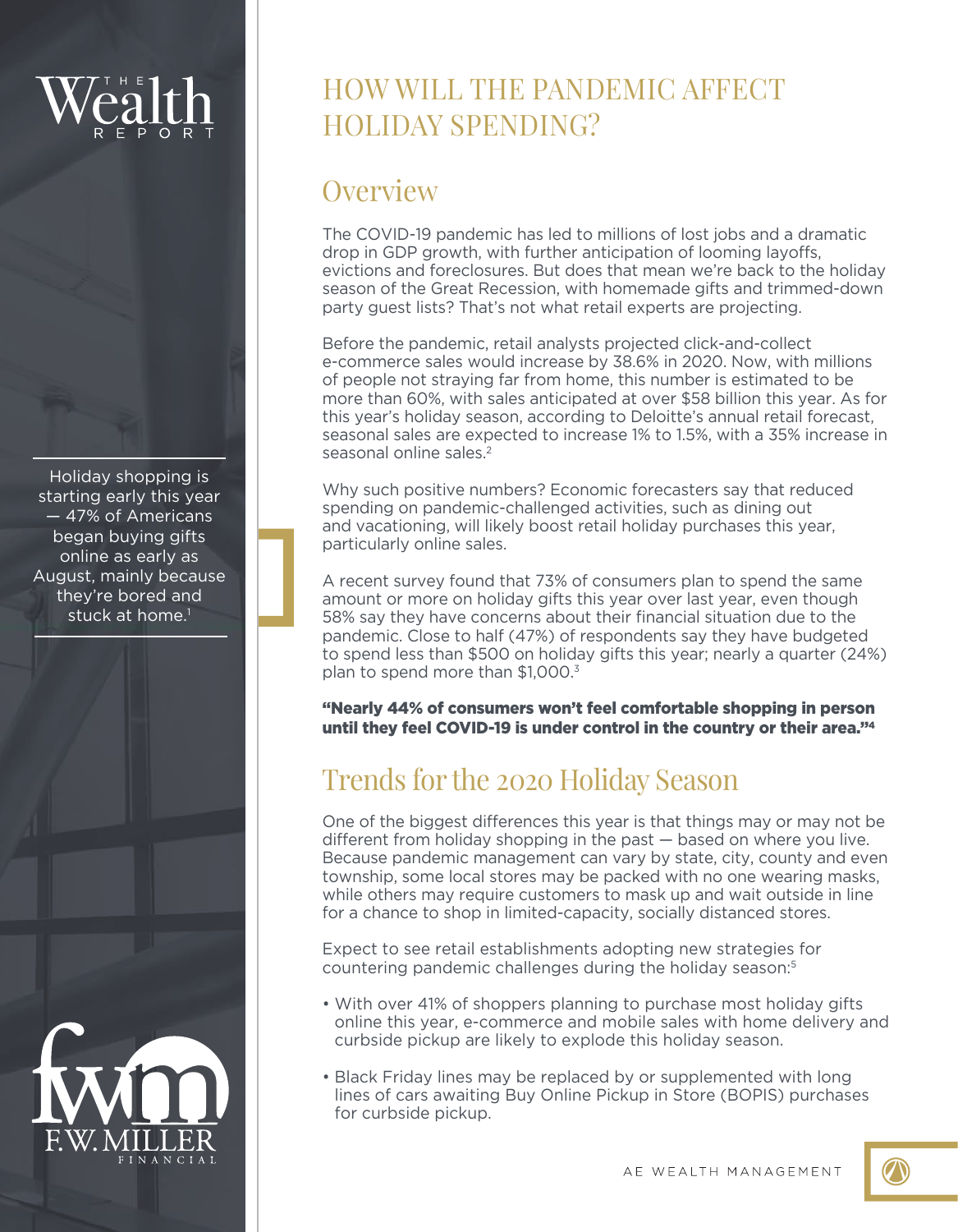# HOW WILL THE PANDEMIC AFFECT HOLIDAY SPENDING?

## Overview

The COVID-19 pandemic has led to millions of lost jobs and a dramatic drop in GDP growth, with further anticipation of looming layoffs, evictions and foreclosures. But does that mean we're back to the holiday season of the Great Recession, with homemade gifts and trimmed-down party guest lists? That's not what retail experts are projecting.

Before the pandemic, retail analysts projected click-and-collect e-commerce sales would increase by 38.6% in 2020. Now, with millions of people not straying far from home, this number is estimated to be more than 60%, with sales anticipated at over $58 billion this year. As for this year's holiday season, according to Deloitte's annual retail forecast, seasonal sales are expected to increase 1% to 1.5%, with a 35% increase in seasonal online sales.[2]

Why such positive numbers? Economic forecasters say that reduced spending on pandemic-challenged activities, such as dining out and vacationing, will likely boost retail holiday purchases this year, particularly online sales.

A recent survey found that 73% of consumers plan to spend the same amount or more on holiday gifts this year over last year, even though 58% say they have concerns about their financial situation due to the pandemic. Close to half (47%) of respondents say they have budgeted to spend less than $500 on holiday gifts this year; nearly a quarter (24%) plan to spend more than $1,000.[3]

Holiday shopping is starting early this year — 47% of Americans began buying gifts online as early as August, mainly because they're bored and stuck at home.[1]

**"Nearly 44% of consumers won't feel comfortable shopping in person until they feel COVID-19 is under control in the country or their area."[4]**

## Trends for the 2020 Holiday Season

One of the biggest differences this year is that things may or may not be different from holiday shopping in the past — based on where you live. Because pandemic management can vary by state, city, county and even township, some local stores may be packed with no one wearing masks, while others may require customers to mask up and wait outside in line for a chance to shop in limited-capacity, socially distanced stores.

Expect to see retail establishments adopting new strategies for countering pandemic challenges during the holiday season:[5]

- With over 41% of shoppers planning to purchase most holiday gifts online this year, e-commerce and mobile sales with home delivery and curbside pickup are likely to explode this holiday season.
- Black Friday lines may be replaced by or supplemented with long lines of cars awaiting Buy Online Pickup in Store (BOPIS) purchases for curbside pickup.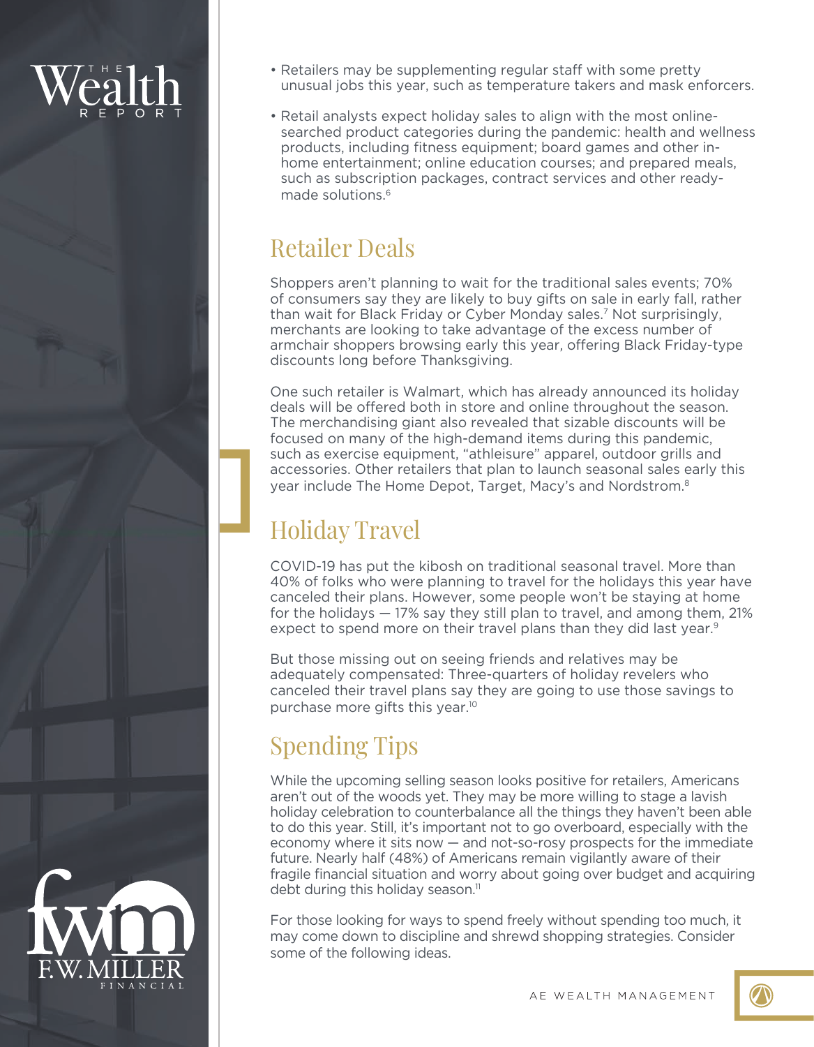- Retailers may be supplementing regular staff with some pretty unusual jobs this year, such as temperature takers and mask enforcers.
- Retail analysts expect holiday sales to align with the most online-searched product categories during the pandemic: health and wellness products, including fitness equipment; board games and other in-home entertainment; online education courses; and prepared meals, such as subscription packages, contract services and other ready-made solutions.[6]

## Retailer Deals

Shoppers aren't planning to wait for the traditional sales events; 70% of consumers say they are likely to buy gifts on sale in early fall, rather than wait for Black Friday or Cyber Monday sales.[7] Not surprisingly, merchants are looking to take advantage of the excess number of armchair shoppers browsing early this year, offering Black Friday-type discounts long before Thanksgiving.

One such retailer is Walmart, which has already announced its holiday deals will be offered both in store and online throughout the season. The merchandising giant also revealed that sizable discounts will be focused on many of the high-demand items during this pandemic, such as exercise equipment, "athleisure" apparel, outdoor grills and accessories. Other retailers that plan to launch seasonal sales early this year include The Home Depot, Target, Macy's and Nordstrom.[8]

## Holiday Travel

COVID-19 has put the kibosh on traditional seasonal travel. More than 40% of folks who were planning to travel for the holidays this year have canceled their plans. However, some people won't be staying at home for the holidays — 17% say they still plan to travel, and among them, 21% expect to spend more on their travel plans than they did last year.[9]

But those missing out on seeing friends and relatives may be adequately compensated: Three-quarters of holiday revelers who canceled their travel plans say they are going to use those savings to purchase more gifts this year.[10]

## Spending Tips

While the upcoming selling season looks positive for retailers, Americans aren't out of the woods yet. They may be more willing to stage a lavish holiday celebration to counterbalance all the things they haven't been able to do this year. Still, it's important not to go overboard, especially with the economy where it sits now — and not-so-rosy prospects for the immediate future. Nearly half (48%) of Americans remain vigilantly aware of their fragile financial situation and worry about going over budget and acquiring debt during this holiday season.[11]

For those looking for ways to spend freely without spending too much, it may come down to discipline and shrewd shopping strategies. Consider some of the following ideas.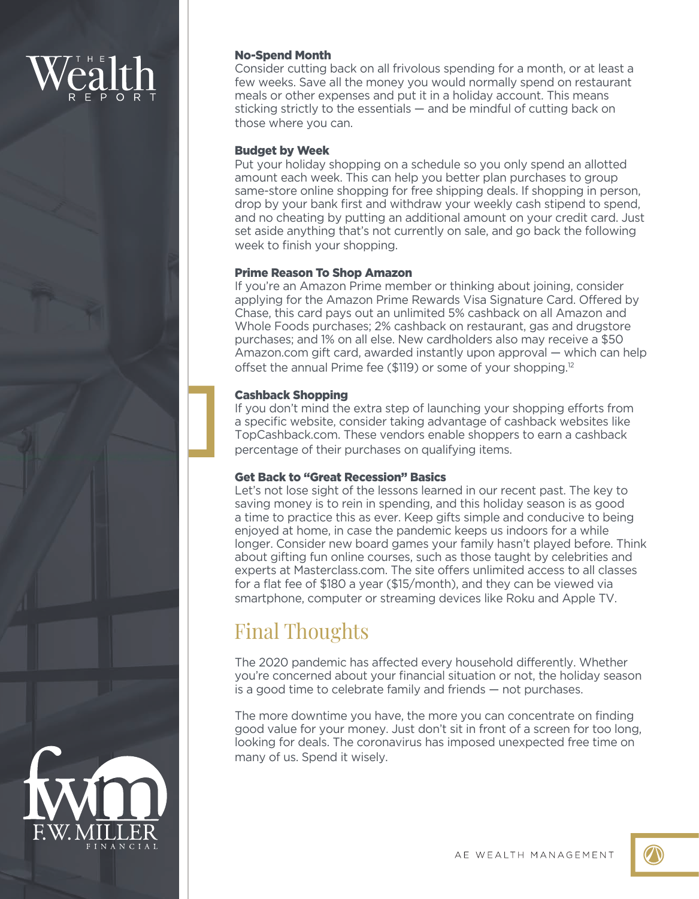### No-Spend Month

Consider cutting back on all frivolous spending for a month, or at least a few weeks. Save all the money you would normally spend on restaurant meals or other expenses and put it in a holiday account. This means sticking strictly to the essentials — and be mindful of cutting back on those where you can.

### Budget by Week

Put your holiday shopping on a schedule so you only spend an allotted amount each week. This can help you better plan purchases to group same-store online shopping for free shipping deals. If shopping in person, drop by your bank first and withdraw your weekly cash stipend to spend, and no cheating by putting an additional amount on your credit card. Just set aside anything that's not currently on sale, and go back the following week to finish your shopping.

### Prime Reason To Shop Amazon

If you're an Amazon Prime member or thinking about joining, consider applying for the Amazon Prime Rewards Visa Signature Card. Offered by Chase, this card pays out an unlimited 5% cashback on all Amazon and Whole Foods purchases; 2% cashback on restaurant, gas and drugstore purchases; and 1% on all else. New cardholders also may receive a $50 Amazon.com gift card, awarded instantly upon approval — which can help offset the annual Prime fee ($119) or some of your shopping.[12]

### Cashback Shopping

If you don't mind the extra step of launching your shopping efforts from a specific website, consider taking advantage of cashback websites like TopCashback.com. These vendors enable shoppers to earn a cashback percentage of their purchases on qualifying items.

### Get Back to "Great Recession" Basics

Let's not lose sight of the lessons learned in our recent past. The key to saving money is to rein in spending, and this holiday season is as good a time to practice this as ever. Keep gifts simple and conducive to being enjoyed at home, in case the pandemic keeps us indoors for a while longer. Consider new board games your family hasn't played before. Think about gifting fun online courses, such as those taught by celebrities and experts at Masterclass.com. The site offers unlimited access to all classes for a flat fee of $180 a year ($15/month), and they can be viewed via smartphone, computer or streaming devices like Roku and Apple TV.

## Final Thoughts

The 2020 pandemic has affected every household differently. Whether you're concerned about your financial situation or not, the holiday season is a good time to celebrate family and friends — not purchases.

The more downtime you have, the more you can concentrate on finding good value for your money. Just don't sit in front of a screen for too long, looking for deals. The coronavirus has imposed unexpected free time on many of us. Spend it wisely.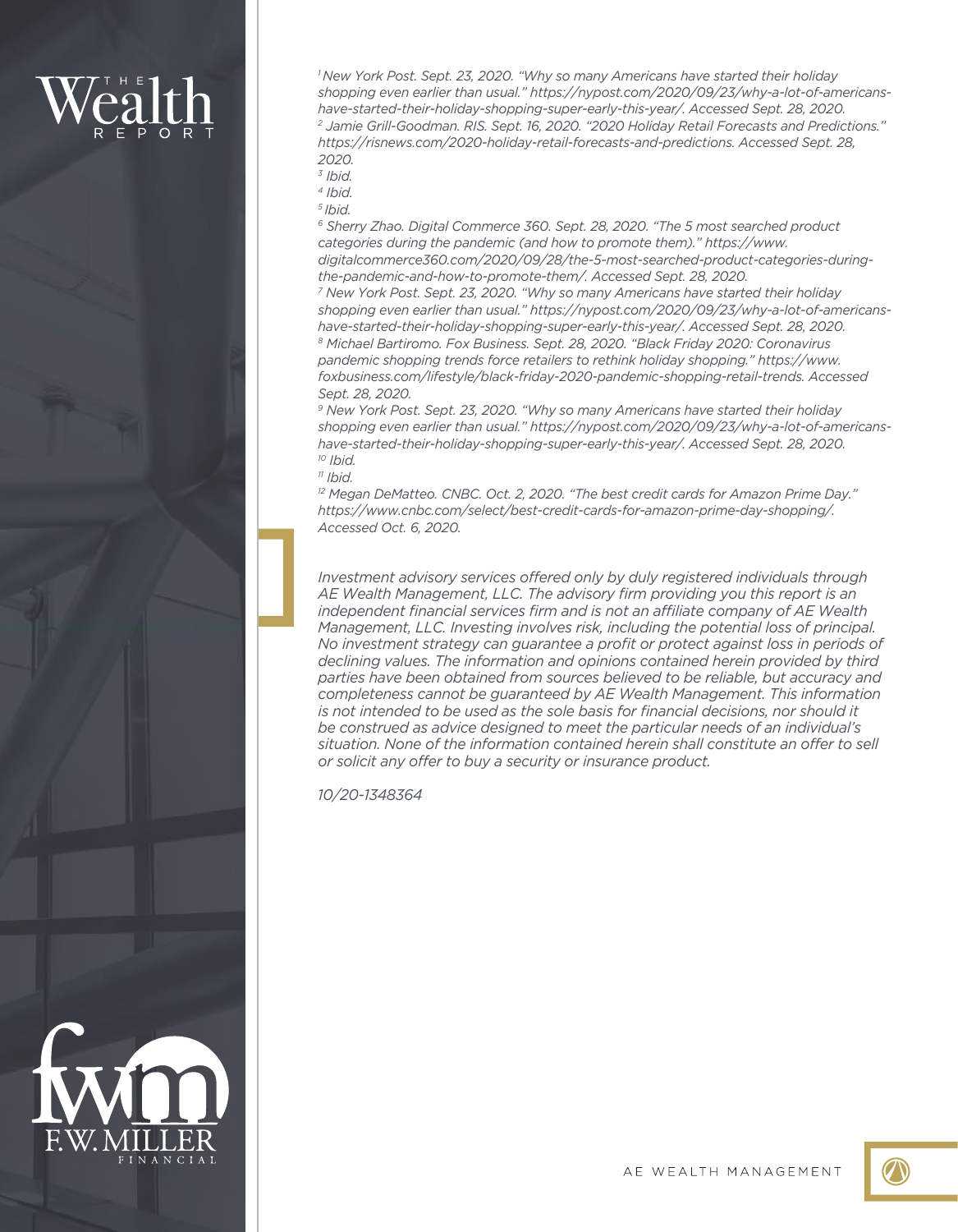*[1] New York Post. Sept. 23, 2020. "Why so many Americans have started their holiday shopping even earlier than usual." https://nypost.com/2020/09/23/why-a-lot-of-americans-have-started-their-holiday-shopping-super-early-this-year/. Accessed Sept. 28, 2020.*
*[2] Jamie Grill-Goodman. RIS. Sept. 16, 2020. "2020 Holiday Retail Forecasts and Predictions." https://risnews.com/2020-holiday-retail-forecasts-and-predictions. Accessed Sept. 28, 2020.*
*[3] Ibid.*
*[4] Ibid.*
*[5] Ibid.*
*[6] Sherry Zhao. Digital Commerce 360. Sept. 28, 2020. "The 5 most searched product categories during the pandemic (and how to promote them)." https://www.digitalcommerce360.com/2020/09/28/the-5-most-searched-product-categories-during-the-pandemic-and-how-to-promote-them/. Accessed Sept. 28, 2020.*
*[7] New York Post. Sept. 23, 2020. "Why so many Americans have started their holiday shopping even earlier than usual." https://nypost.com/2020/09/23/why-a-lot-of-americans-have-started-their-holiday-shopping-super-early-this-year/. Accessed Sept. 28, 2020.*
*[8] Michael Bartiromo. Fox Business. Sept. 28, 2020. "Black Friday 2020: Coronavirus pandemic shopping trends force retailers to rethink holiday shopping." https://www.foxbusiness.com/lifestyle/black-friday-2020-pandemic-shopping-retail-trends. Accessed Sept. 28, 2020.*
*[9] New York Post. Sept. 23, 2020. "Why so many Americans have started their holiday shopping even earlier than usual." https://nypost.com/2020/09/23/why-a-lot-of-americans-have-started-their-holiday-shopping-super-early-this-year/. Accessed Sept. 28, 2020.*
*[10] Ibid.*
*[11] Ibid.*
*[12] Megan DeMatteo. CNBC. Oct. 2, 2020. "The best credit cards for Amazon Prime Day." https://www.cnbc.com/select/best-credit-cards-for-amazon-prime-day-shopping/. Accessed Oct. 6, 2020.*

*Investment advisory services offered only by duly registered individuals through AE Wealth Management, LLC. The advisory firm providing you this report is an independent financial services firm and is not an affiliate company of AE Wealth Management, LLC. Investing involves risk, including the potential loss of principal. No investment strategy can guarantee a profit or protect against loss in periods of declining values. The information and opinions contained herein provided by third parties have been obtained from sources believed to be reliable, but accuracy and completeness cannot be guaranteed by AE Wealth Management. This information is not intended to be used as the sole basis for financial decisions, nor should it be construed as advice designed to meet the particular needs of an individual's situation. None of the information contained herein shall constitute an offer to sell or solicit any offer to buy a security or insurance product.*

*10/20-1348364*